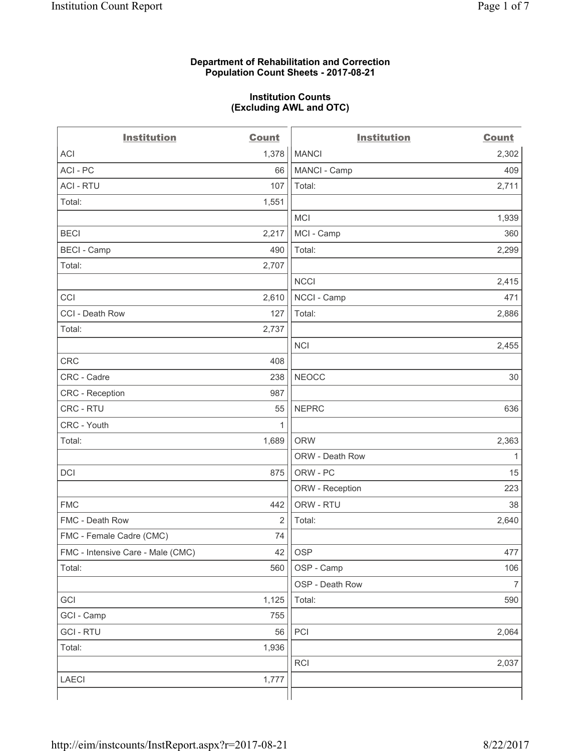**Department of Rehabilitation and Correction**
**Population Count Sheets - 2017-08-21**

**Institution Counts**
**(Excluding AWL and OTC)**

| Institution | Count | Institution | Count |
|---|---|---|---|
| ACI | 1,378 | MANCI | 2,302 |
| ACI - PC | 66 | MANCI - Camp | 409 |
| ACI - RTU | 107 | Total: | 2,711 |
| Total: | 1,551 | | |
| | | MCI | 1,939 |
| BECI | 2,217 | MCI - Camp | 360 |
| BECI - Camp | 490 | Total: | 2,299 |
| Total: | 2,707 | | |
| | | NCCI | 2,415 |
| CCI | 2,610 | NCCI - Camp | 471 |
| CCI - Death Row | 127 | Total: | 2,886 |
| Total: | 2,737 | | |
| | | NCI | 2,455 |
| CRC | 408 | | |
| CRC - Cadre | 238 | NEOCC | 30 |
| CRC - Reception | 987 | | |
| CRC - RTU | 55 | NEPRC | 636 |
| CRC - Youth | 1 | | |
| Total: | 1,689 | ORW | 2,363 |
| | | ORW - Death Row | 1 |
| DCI | 875 | ORW - PC | 15 |
| | | ORW - Reception | 223 |
| FMC | 442 | ORW - RTU | 38 |
| FMC - Death Row | 2 | Total: | 2,640 |
| FMC - Female Cadre (CMC) | 74 | | |
| FMC - Intensive Care - Male (CMC) | 42 | OSP | 477 |
| Total: | 560 | OSP - Camp | 106 |
| | | OSP - Death Row | 7 |
| GCI | 1,125 | Total: | 590 |
| GCI - Camp | 755 | | |
| GCI - RTU | 56 | PCI | 2,064 |
| Total: | 1,936 | | |
| | | RCI | 2,037 |
| LAECI | 1,777 | | |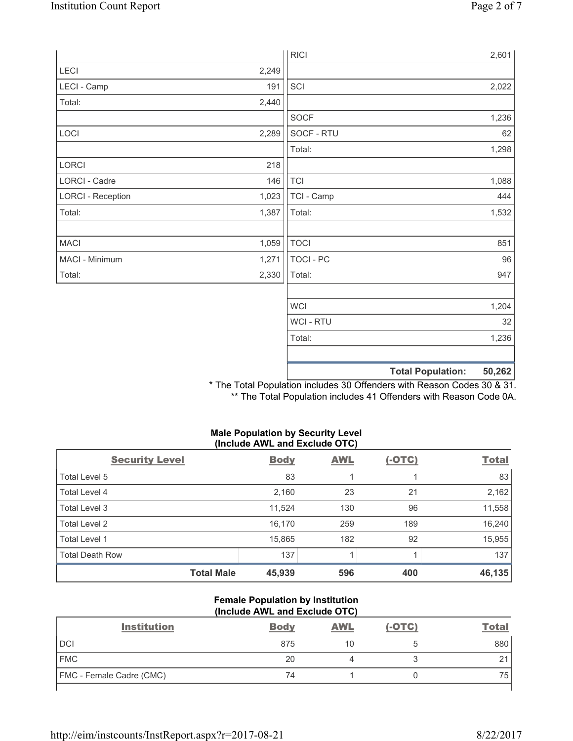| | |
|---|---|
| LECI | 2,249 |
| LECI - Camp | 191 |
| Total: | 2,440 |
| | |
| LOCI | 2,289 |
| | |
| LORCI | 218 |
| LORCI - Cadre | 146 |
| LORCI - Reception | 1,023 |
| Total: | 1,387 |
| | |
| MACI | 1,059 |
| MACI - Minimum | 1,271 |
| Total: | 2,330 |

| | |
|---|---|
| RICI | 2,601 |
| | |
| SCI | 2,022 |
| | |
| SOCF | 1,236 |
| SOCF - RTU | 62 |
| Total: | 1,298 |
| | |
| TCI | 1,088 |
| TCI - Camp | 444 |
| Total: | 1,532 |
| | |
| TOCI | 851 |
| TOCI - PC | 96 |
| Total: | 947 |
| | |
| WCI | 1,204 |
| WCI - RTU | 32 |
| Total: | 1,236 |
| | |
| **Total Population:** | **50,262** |

\* The Total Population includes 30 Offenders with Reason Codes 30 & 31.

\*\* The Total Population includes 41 Offenders with Reason Code 0A.

**Male Population by Security Level (Include AWL and Exclude OTC)**

| Security Level | Body | AWL | (-OTC) | Total |
|---|---|---|---|---|
| Total Level 5 | 83 | 1 | 1 | 83 |
| Total Level 4 | 2,160 | 23 | 21 | 2,162 |
| Total Level 3 | 11,524 | 130 | 96 | 11,558 |
| Total Level 2 | 16,170 | 259 | 189 | 16,240 |
| Total Level 1 | 15,865 | 182 | 92 | 15,955 |
| Total Death Row | 137 | 1 | 1 | 137 |
| **Total Male** | **45,939** | **596** | **400** | **46,135** |

**Female Population by Institution (Include AWL and Exclude OTC)**

| Institution | Body | AWL | (-OTC) | Total |
|---|---|---|---|---|
| DCI | 875 | 10 | 5 | 880 |
| FMC | 20 | 4 | 3 | 21 |
| FMC - Female Cadre (CMC) | 74 | 1 | 0 | 75 |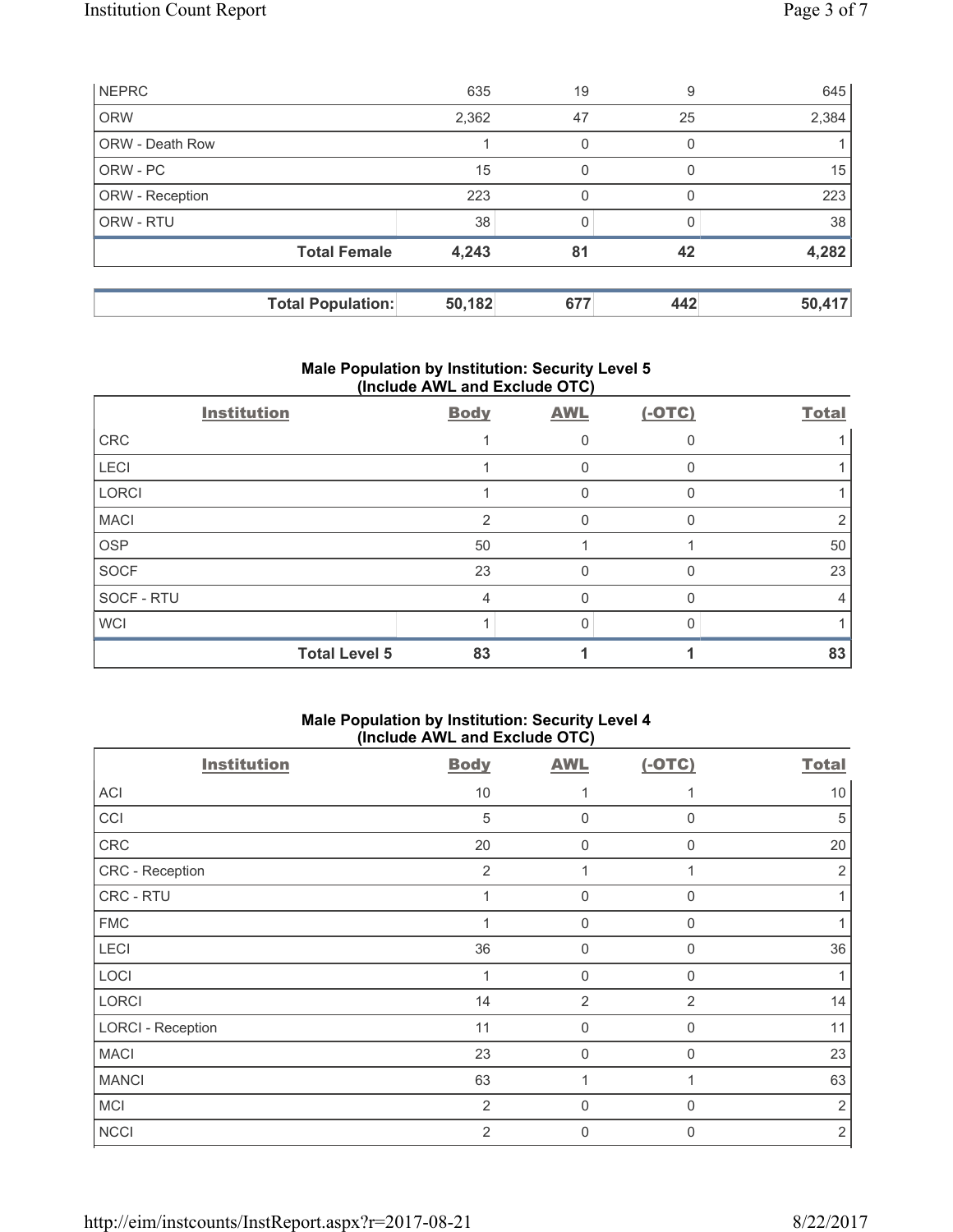| | | | | |
|---|---|---|---|---|
| NEPRC | 635 | 19 | 9 | 645 |
| ORW | 2,362 | 47 | 25 | 2,384 |
| ORW - Death Row | 1 | 0 | 0 | 1 |
| ORW - PC | 15 | 0 | 0 | 15 |
| ORW - Reception | 223 | 0 | 0 | 223 |
| ORW - RTU | 38 | 0 | 0 | 38 |
| **Total Female** | **4,243** | **81** | **42** | **4,282** |

| | | | | |
|---|---|---|---|---|
| **Total Population:** | **50,182** | **677** | **442** | **50,417** |

### Male Population by Institution: Security Level 5 (Include AWL and Exclude OTC)

| Institution | Body | AWL | (-OTC) | Total |
|---|---|---|---|---|
| CRC | 1 | 0 | 0 | 1 |
| LECI | 1 | 0 | 0 | 1 |
| LORCI | 1 | 0 | 0 | 1 |
| MACI | 2 | 0 | 0 | 2 |
| OSP | 50 | 1 | 1 | 50 |
| SOCF | 23 | 0 | 0 | 23 |
| SOCF - RTU | 4 | 0 | 0 | 4 |
| WCI | 1 | 0 | 0 | 1 |
| **Total Level 5** | **83** | **1** | **1** | **83** |

### Male Population by Institution: Security Level 4 (Include AWL and Exclude OTC)

| Institution | Body | AWL | (-OTC) | Total |
|---|---|---|---|---|
| ACI | 10 | 1 | 1 | 10 |
| CCI | 5 | 0 | 0 | 5 |
| CRC | 20 | 0 | 0 | 20 |
| CRC - Reception | 2 | 1 | 1 | 2 |
| CRC - RTU | 1 | 0 | 0 | 1 |
| FMC | 1 | 0 | 0 | 1 |
| LECI | 36 | 0 | 0 | 36 |
| LOCI | 1 | 0 | 0 | 1 |
| LORCI | 14 | 2 | 2 | 14 |
| LORCI - Reception | 11 | 0 | 0 | 11 |
| MACI | 23 | 0 | 0 | 23 |
| MANCI | 63 | 1 | 1 | 63 |
| MCI | 2 | 0 | 0 | 2 |
| NCCI | 2 | 0 | 0 | 2 |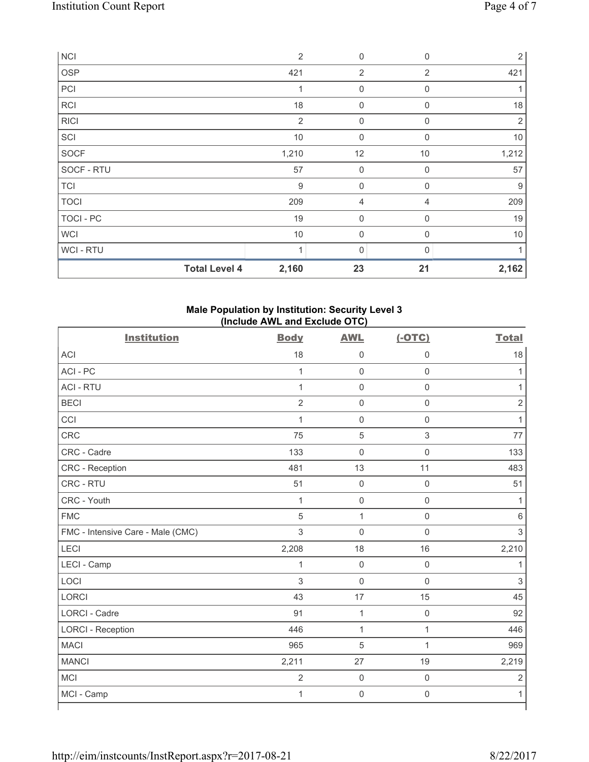| | Body | AWL | (-OTC) | Total |
|---|---|---|---|---|
| NCI | 2 | 0 | 0 | 2 |
| OSP | 421 | 2 | 2 | 421 |
| PCI | 1 | 0 | 0 | 1 |
| RCI | 18 | 0 | 0 | 18 |
| RICI | 2 | 0 | 0 | 2 |
| SCI | 10 | 0 | 0 | 10 |
| SOCF | 1,210 | 12 | 10 | 1,212 |
| SOCF - RTU | 57 | 0 | 0 | 57 |
| TCI | 9 | 0 | 0 | 9 |
| TOCI | 209 | 4 | 4 | 209 |
| TOCI - PC | 19 | 0 | 0 | 19 |
| WCI | 10 | 0 | 0 | 10 |
| WCI - RTU | 1 | 0 | 0 | 1 |
| **Total Level 4** | **2,160** | **23** | **21** | **2,162** |

### Male Population by Institution: Security Level 3 (Include AWL and Exclude OTC)

| Institution | Body | AWL | (-OTC) | Total |
|---|---|---|---|---|
| ACI | 18 | 0 | 0 | 18 |
| ACI - PC | 1 | 0 | 0 | 1 |
| ACI - RTU | 1 | 0 | 0 | 1 |
| BECI | 2 | 0 | 0 | 2 |
| CCI | 1 | 0 | 0 | 1 |
| CRC | 75 | 5 | 3 | 77 |
| CRC - Cadre | 133 | 0 | 0 | 133 |
| CRC - Reception | 481 | 13 | 11 | 483 |
| CRC - RTU | 51 | 0 | 0 | 51 |
| CRC - Youth | 1 | 0 | 0 | 1 |
| FMC | 5 | 1 | 0 | 6 |
| FMC - Intensive Care - Male (CMC) | 3 | 0 | 0 | 3 |
| LECI | 2,208 | 18 | 16 | 2,210 |
| LECI - Camp | 1 | 0 | 0 | 1 |
| LOCI | 3 | 0 | 0 | 3 |
| LORCI | 43 | 17 | 15 | 45 |
| LORCI - Cadre | 91 | 1 | 0 | 92 |
| LORCI - Reception | 446 | 1 | 1 | 446 |
| MACI | 965 | 5 | 1 | 969 |
| MANCI | 2,211 | 27 | 19 | 2,219 |
| MCI | 2 | 0 | 0 | 2 |
| MCI - Camp | 1 | 0 | 0 | 1 |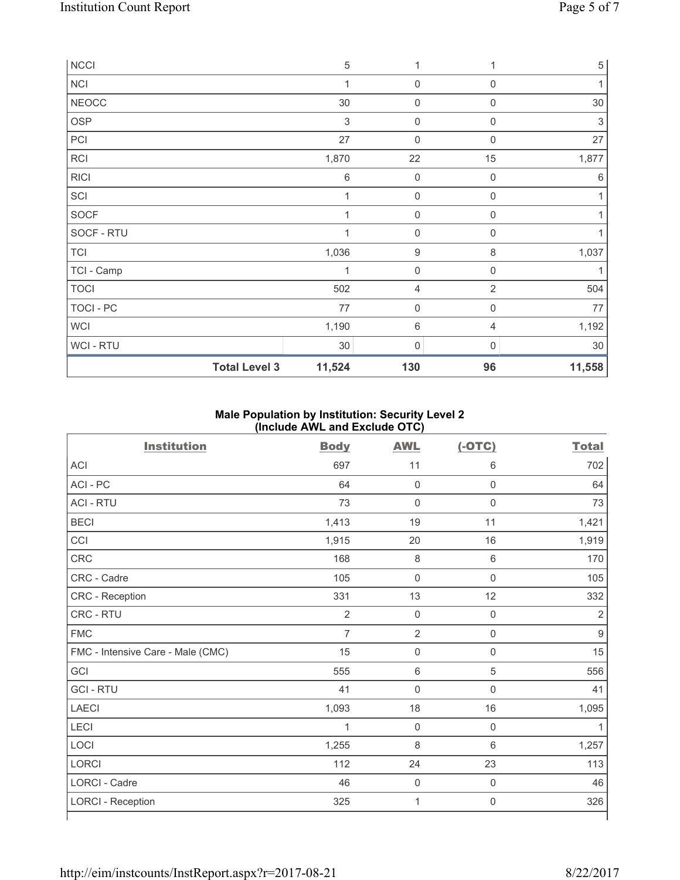| | | | | |
|---|---|---|---|---|
| NCCI | 5 | 1 | 1 | 5 |
| NCI | 1 | 0 | 0 | 1 |
| NEOCC | 30 | 0 | 0 | 30 |
| OSP | 3 | 0 | 0 | 3 |
| PCI | 27 | 0 | 0 | 27 |
| RCI | 1,870 | 22 | 15 | 1,877 |
| RICI | 6 | 0 | 0 | 6 |
| SCI | 1 | 0 | 0 | 1 |
| SOCF | 1 | 0 | 0 | 1 |
| SOCF - RTU | 1 | 0 | 0 | 1 |
| TCI | 1,036 | 9 | 8 | 1,037 |
| TCI - Camp | 1 | 0 | 0 | 1 |
| TOCI | 502 | 4 | 2 | 504 |
| TOCI - PC | 77 | 0 | 0 | 77 |
| WCI | 1,190 | 6 | 4 | 1,192 |
| WCI - RTU | 30 | 0 | 0 | 30 |
| **Total Level 3** | **11,524** | **130** | **96** | **11,558** |

**Male Population by Institution: Security Level 2 (Include AWL and Exclude OTC)**

| Institution | Body | AWL | (-OTC) | Total |
|---|---|---|---|---|
| ACI | 697 | 11 | 6 | 702 |
| ACI - PC | 64 | 0 | 0 | 64 |
| ACI - RTU | 73 | 0 | 0 | 73 |
| BECI | 1,413 | 19 | 11 | 1,421 |
| CCI | 1,915 | 20 | 16 | 1,919 |
| CRC | 168 | 8 | 6 | 170 |
| CRC - Cadre | 105 | 0 | 0 | 105 |
| CRC - Reception | 331 | 13 | 12 | 332 |
| CRC - RTU | 2 | 0 | 0 | 2 |
| FMC | 7 | 2 | 0 | 9 |
| FMC - Intensive Care - Male (CMC) | 15 | 0 | 0 | 15 |
| GCI | 555 | 6 | 5 | 556 |
| GCI - RTU | 41 | 0 | 0 | 41 |
| LAECI | 1,093 | 18 | 16 | 1,095 |
| LECI | 1 | 0 | 0 | 1 |
| LOCI | 1,255 | 8 | 6 | 1,257 |
| LORCI | 112 | 24 | 23 | 113 |
| LORCI - Cadre | 46 | 0 | 0 | 46 |
| LORCI - Reception | 325 | 1 | 0 | 326 |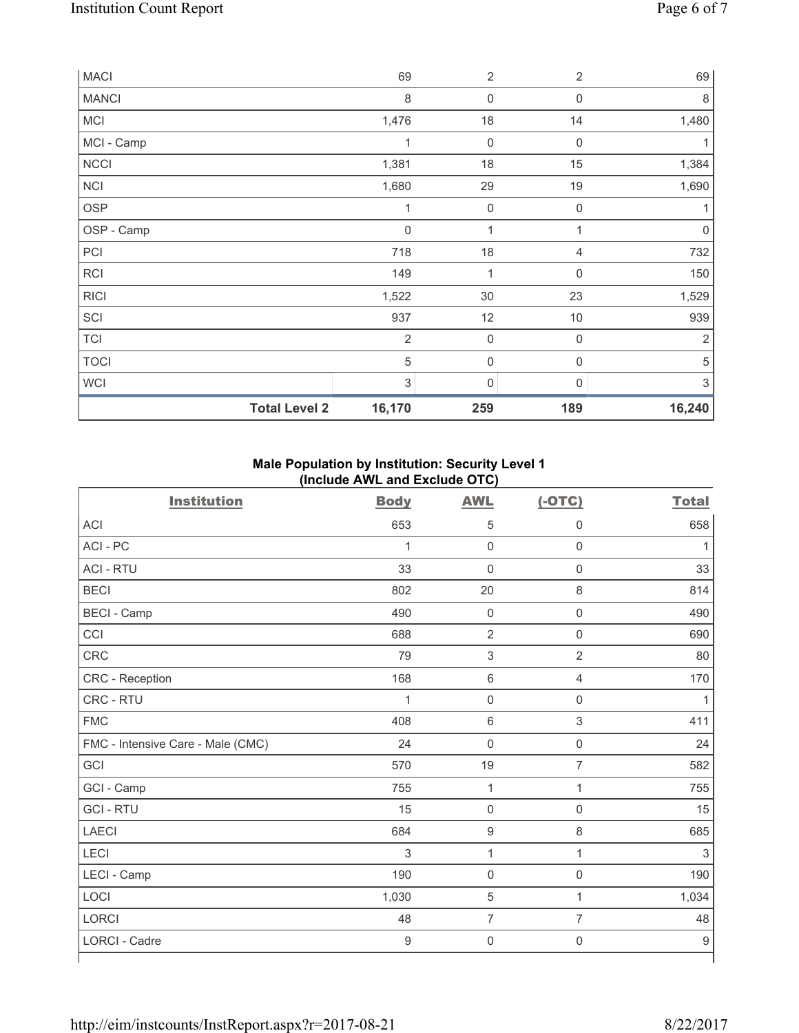| MACI | | 69 | 2 | 2 | 69 |
|---|---|---|---|---|---|
| MANCI | | 8 | 0 | 0 | 8 |
| MCI | | 1,476 | 18 | 14 | 1,480 |
| MCI - Camp | | 1 | 0 | 0 | 1 |
| NCCI | | 1,381 | 18 | 15 | 1,384 |
| NCI | | 1,680 | 29 | 19 | 1,690 |
| OSP | | 1 | 0 | 0 | 1 |
| OSP - Camp | | 0 | 1 | 1 | 0 |
| PCI | | 718 | 18 | 4 | 732 |
| RCI | | 149 | 1 | 0 | 150 |
| RICI | | 1,522 | 30 | 23 | 1,529 |
| SCI | | 937 | 12 | 10 | 939 |
| TCI | | 2 | 0 | 0 | 2 |
| TOCI | | 5 | 0 | 0 | 5 |
| WCI | | 3 | 0 | 0 | 3 |
| | **Total Level 2** | **16,170** | **259** | **189** | **16,240** |

**Male Population by Institution: Security Level 1 (Include AWL and Exclude OTC)**

| Institution | Body | AWL | (-OTC) | Total |
|---|---|---|---|---|
| ACI | 653 | 5 | 0 | 658 |
| ACI - PC | 1 | 0 | 0 | 1 |
| ACI - RTU | 33 | 0 | 0 | 33 |
| BECI | 802 | 20 | 8 | 814 |
| BECI - Camp | 490 | 0 | 0 | 490 |
| CCI | 688 | 2 | 0 | 690 |
| CRC | 79 | 3 | 2 | 80 |
| CRC - Reception | 168 | 6 | 4 | 170 |
| CRC - RTU | 1 | 0 | 0 | 1 |
| FMC | 408 | 6 | 3 | 411 |
| FMC - Intensive Care - Male (CMC) | 24 | 0 | 0 | 24 |
| GCI | 570 | 19 | 7 | 582 |
| GCI - Camp | 755 | 1 | 1 | 755 |
| GCI - RTU | 15 | 0 | 0 | 15 |
| LAECI | 684 | 9 | 8 | 685 |
| LECI | 3 | 1 | 1 | 3 |
| LECI - Camp | 190 | 0 | 0 | 190 |
| LOCI | 1,030 | 5 | 1 | 1,034 |
| LORCI | 48 | 7 | 7 | 48 |
| LORCI - Cadre | 9 | 0 | 0 | 9 |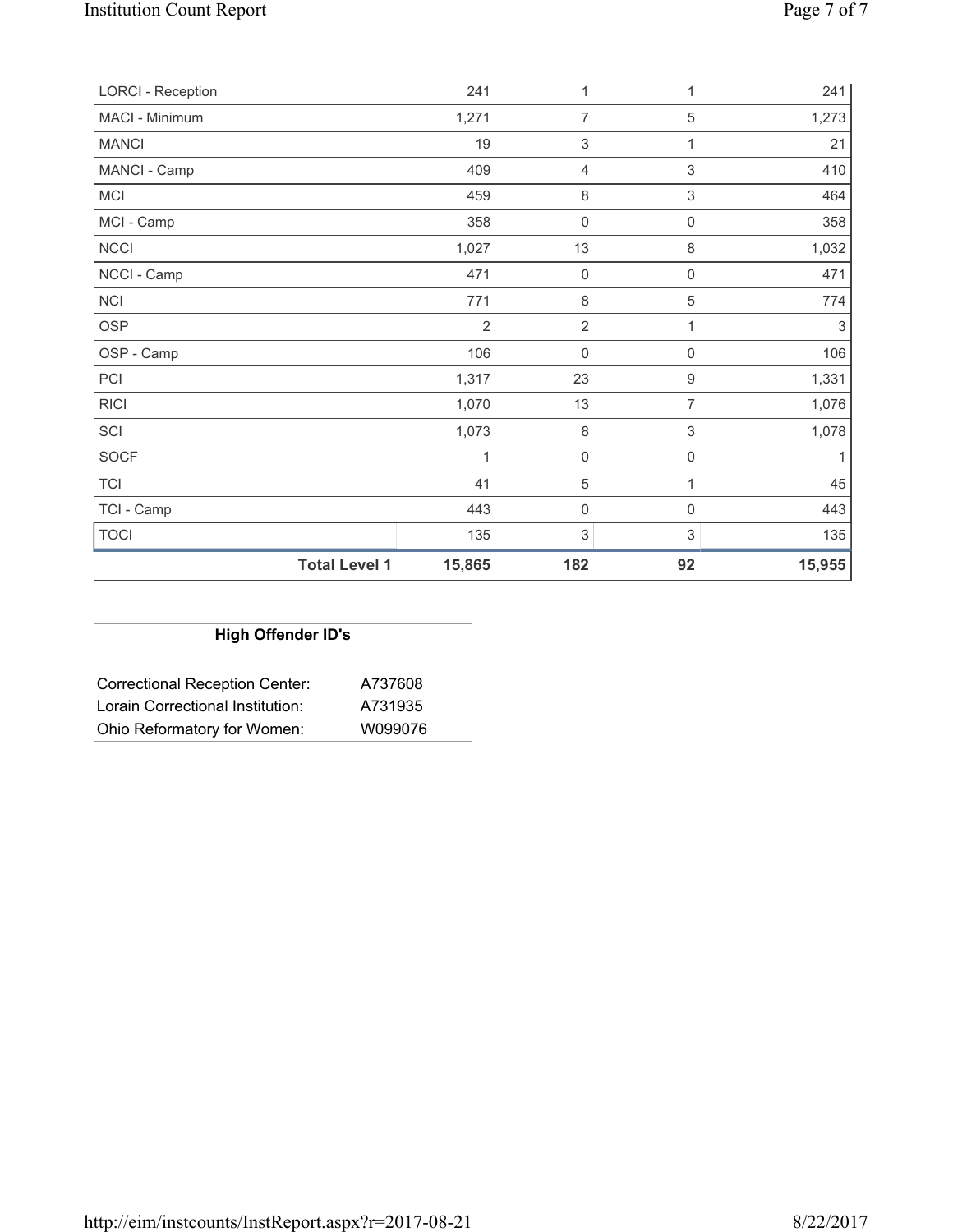| | | | | |
|---|---|---|---|---|
| LORCI - Reception | 241 | 1 | 1 | 241 |
| MACI - Minimum | 1,271 | 7 | 5 | 1,273 |
| MANCI | 19 | 3 | 1 | 21 |
| MANCI - Camp | 409 | 4 | 3 | 410 |
| MCI | 459 | 8 | 3 | 464 |
| MCI - Camp | 358 | 0 | 0 | 358 |
| NCCI | 1,027 | 13 | 8 | 1,032 |
| NCCI - Camp | 471 | 0 | 0 | 471 |
| NCI | 771 | 8 | 5 | 774 |
| OSP | 2 | 2 | 1 | 3 |
| OSP - Camp | 106 | 0 | 0 | 106 |
| PCI | 1,317 | 23 | 9 | 1,331 |
| RICI | 1,070 | 13 | 7 | 1,076 |
| SCI | 1,073 | 8 | 3 | 1,078 |
| SOCF | 1 | 0 | 0 | 1 |
| TCI | 41 | 5 | 1 | 45 |
| TCI - Camp | 443 | 0 | 0 | 443 |
| TOCI | 135 | 3 | 3 | 135 |
| **Total Level 1** | **15,865** | **182** | **92** | **15,955** |

| High Offender ID's | |
|---|---|
| Correctional Reception Center: | A737608 |
| Lorain Correctional Institution: | A731935 |
| Ohio Reformatory for Women: | W099076 |